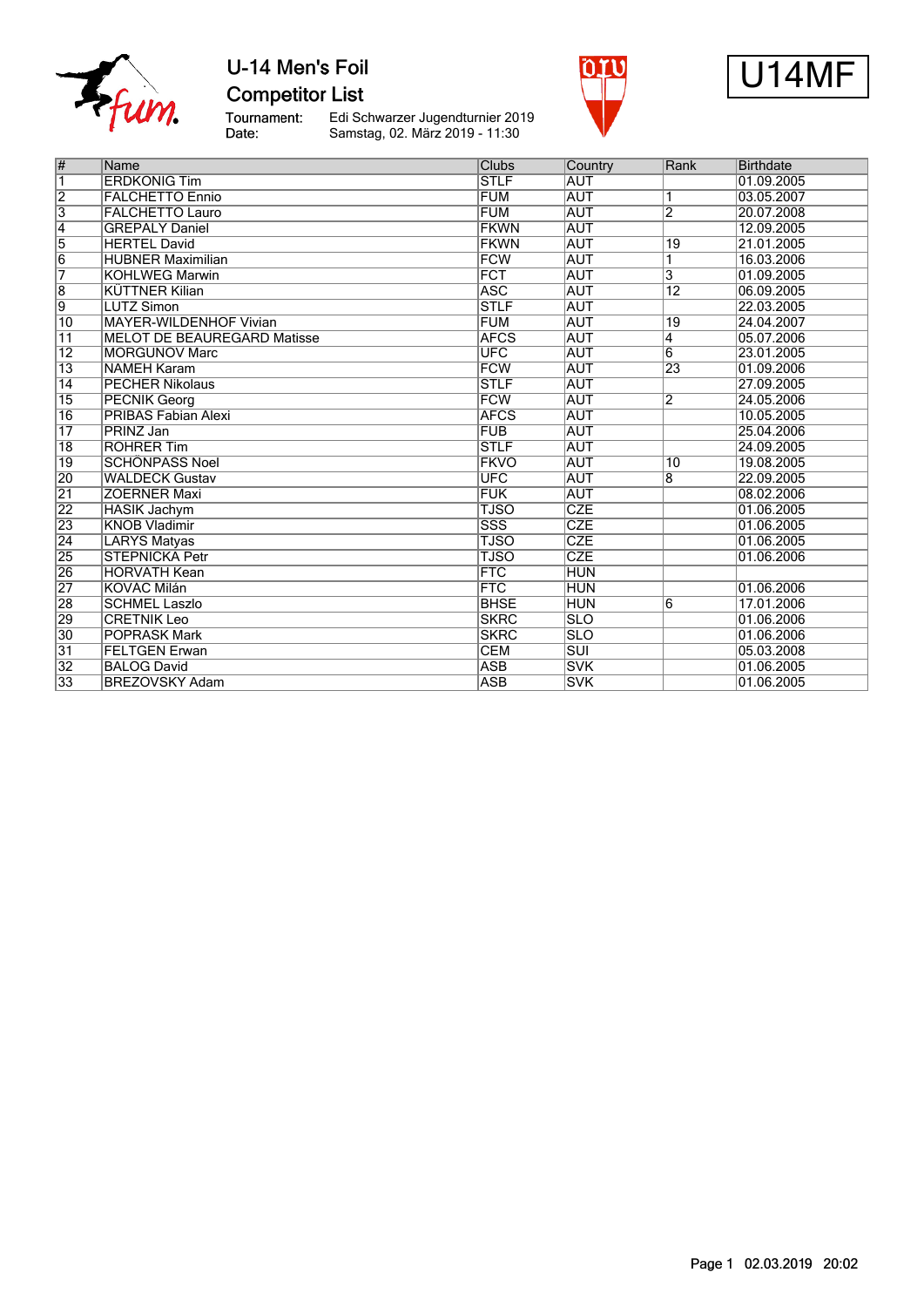# U-14 Men's Foil

## Competitor List

U14MF

Tournament: Edi Schwarzer Jugendturnier 2019
Date: Samstag, 02. März 2019 - 11:30

| # | Name | Clubs | Country | Rank | Birthdate |
|---|---|---|---|---|---|
| 1 | ERDKONIG Tim | STLF | AUT | | 01.09.2005 |
| 2 | FALCHETTO Ennio | FUM | AUT | 1 | 03.05.2007 |
| 3 | FALCHETTO Lauro | FUM | AUT | 2 | 20.07.2008 |
| 4 | GREPALY Daniel | FKWN | AUT | | 12.09.2005 |
| 5 | HERTEL David | FKWN | AUT | 19 | 21.01.2005 |
| 6 | HUBNER Maximilian | FCW | AUT | 1 | 16.03.2006 |
| 7 | KOHLWEG Marwin | FCT | AUT | 3 | 01.09.2005 |
| 8 | KÜTTNER Kilian | ASC | AUT | 12 | 06.09.2005 |
| 9 | LUTZ Simon | STLF | AUT | | 22.03.2005 |
| 10 | MAYER-WILDENHOF Vivian | FUM | AUT | 19 | 24.04.2007 |
| 11 | MELOT DE BEAUREGARD Matisse | AFCS | AUT | 4 | 05.07.2006 |
| 12 | MORGUNOV Marc | UFC | AUT | 6 | 23.01.2005 |
| 13 | NAMEH Karam | FCW | AUT | 23 | 01.09.2006 |
| 14 | PECHER Nikolaus | STLF | AUT | | 27.09.2005 |
| 15 | PECNIK Georg | FCW | AUT | 2 | 24.05.2006 |
| 16 | PRIBAS Fabian Alexi | AFCS | AUT | | 10.05.2005 |
| 17 | PRINZ Jan | FUB | AUT | | 25.04.2006 |
| 18 | ROHRER Tim | STLF | AUT | | 24.09.2005 |
| 19 | SCHÖNPASS Noel | FKVO | AUT | 10 | 19.08.2005 |
| 20 | WALDECK Gustav | UFC | AUT | 8 | 22.09.2005 |
| 21 | ZOERNER Maxi | FUK | AUT | | 08.02.2006 |
| 22 | HASIK Jachym | TJSO | CZE | | 01.06.2005 |
| 23 | KNOB Vladimir | SSS | CZE | | 01.06.2005 |
| 24 | LARYS Matyas | TJSO | CZE | | 01.06.2005 |
| 25 | STEPNICKA Petr | TJSO | CZE | | 01.06.2006 |
| 26 | HORVATH Kean | FTC | HUN | | |
| 27 | KOVAC Milán | FTC | HUN | | 01.06.2006 |
| 28 | SCHMEL Laszlo | BHSE | HUN | 6 | 17.01.2006 |
| 29 | CRETNIK Leo | SKRC | SLO | | 01.06.2006 |
| 30 | POPRASK Mark | SKRC | SLO | | 01.06.2006 |
| 31 | FELTGEN Erwan | CEM | SUI | | 05.03.2008 |
| 32 | BALOG David | ASB | SVK | | 01.06.2005 |
| 33 | BREZOVSKY Adam | ASB | SVK | | 01.06.2005 |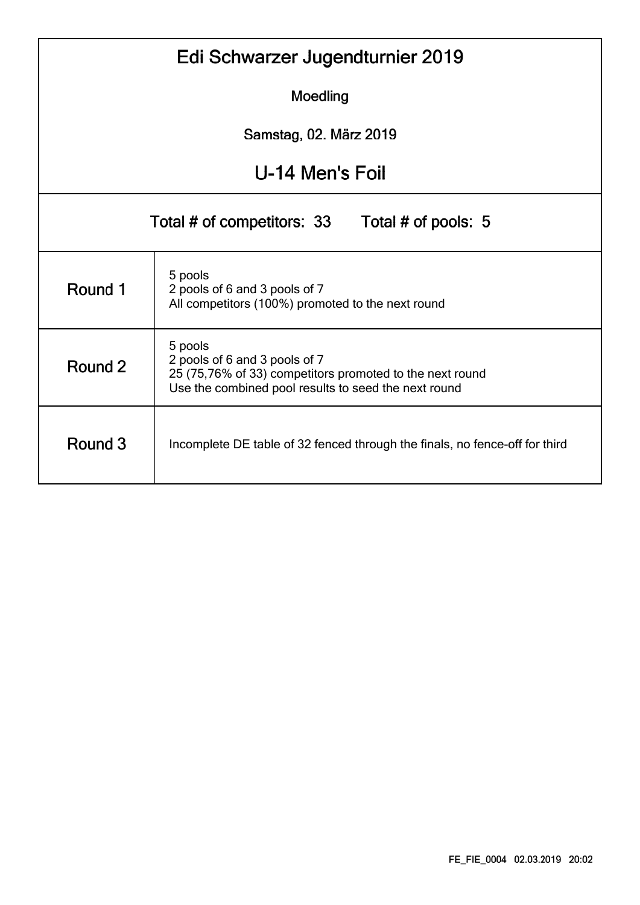# Edi Schwarzer Jugendturnier 2019

Moedling

Samstag, 02. März 2019

## U-14 Men's Foil

Total # of competitors: 33    Total # of pools: 5

| | |
|---|---|
| Round 1 | 5 pools<br>2 pools of 6 and 3 pools of 7<br>All competitors (100%) promoted to the next round |
| Round 2 | 5 pools<br>2 pools of 6 and 3 pools of 7<br>25 (75,76% of 33) competitors promoted to the next round<br>Use the combined pool results to seed the next round |
| Round 3 | Incomplete DE table of 32 fenced through the finals, no fence-off for third |

FE_FIE_0004 02.03.2019 20:02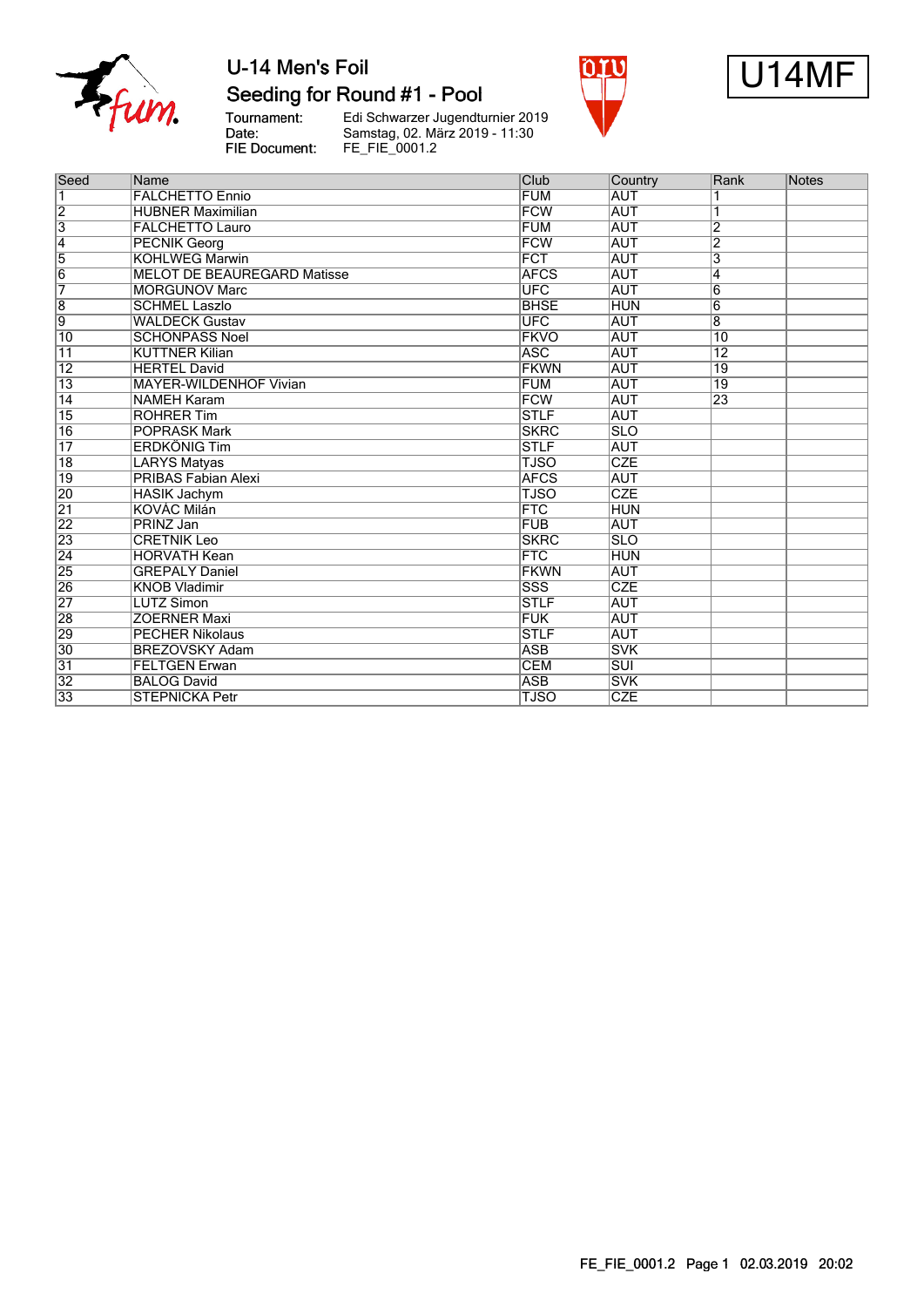# U-14 Men's Foil

## Seeding for Round #1 - Pool

**Tournament:** Edi Schwarzer Jugendturnier 2019
**Date:** Samstag, 02. März 2019 - 11:30
**FIE Document:** FE_FIE_0001.2

**U14MF**

| Seed | Name | Club | Country | Rank | Notes |
|---|---|---|---|---|---|
| 1 | FALCHETTO Ennio | FUM | AUT | 1 | |
| 2 | HUBNER Maximilian | FCW | AUT | 1 | |
| 3 | FALCHETTO Lauro | FUM | AUT | 2 | |
| 4 | PECNIK Georg | FCW | AUT | 2 | |
| 5 | KOHLWEG Marwin | FCT | AUT | 3 | |
| 6 | MELOT DE BEAUREGARD Matisse | AFCS | AUT | 4 | |
| 7 | MORGUNOV Marc | UFC | AUT | 6 | |
| 8 | SCHMEL Laszlo | BHSE | HUN | 6 | |
| 9 | WALDECK Gustav | UFC | AUT | 8 | |
| 10 | SCHONPASS Noel | FKVO | AUT | 10 | |
| 11 | KUTTNER Kilian | ASC | AUT | 12 | |
| 12 | HERTEL David | FKWN | AUT | 19 | |
| 13 | MAYER-WILDENHOF Vivian | FUM | AUT | 19 | |
| 14 | NAMEH Karam | FCW | AUT | 23 | |
| 15 | ROHRER Tim | STLF | AUT | | |
| 16 | POPRASK Mark | SKRC | SLO | | |
| 17 | ERDKÖNIG Tim | STLF | AUT | | |
| 18 | LARYS Matyas | TJSO | CZE | | |
| 19 | PRIBAS Fabian Alexi | AFCS | AUT | | |
| 20 | HASIK Jachym | TJSO | CZE | | |
| 21 | KOVÁC Milán | FTC | HUN | | |
| 22 | PRINZ Jan | FUB | AUT | | |
| 23 | CRETNIK Leo | SKRC | SLO | | |
| 24 | HORVATH Kean | FTC | HUN | | |
| 25 | GREPALY Daniel | FKWN | AUT | | |
| 26 | KNOB Vladimir | SSS | CZE | | |
| 27 | LUTZ Simon | STLF | AUT | | |
| 28 | ZOERNER Maxi | FUK | AUT | | |
| 29 | PECHER Nikolaus | STLF | AUT | | |
| 30 | BREZOVSKY Adam | ASB | SVK | | |
| 31 | FELTGEN Erwan | CEM | SUI | | |
| 32 | BALOG David | ASB | SVK | | |
| 33 | STEPNICKA Petr | TJSO | CZE | | |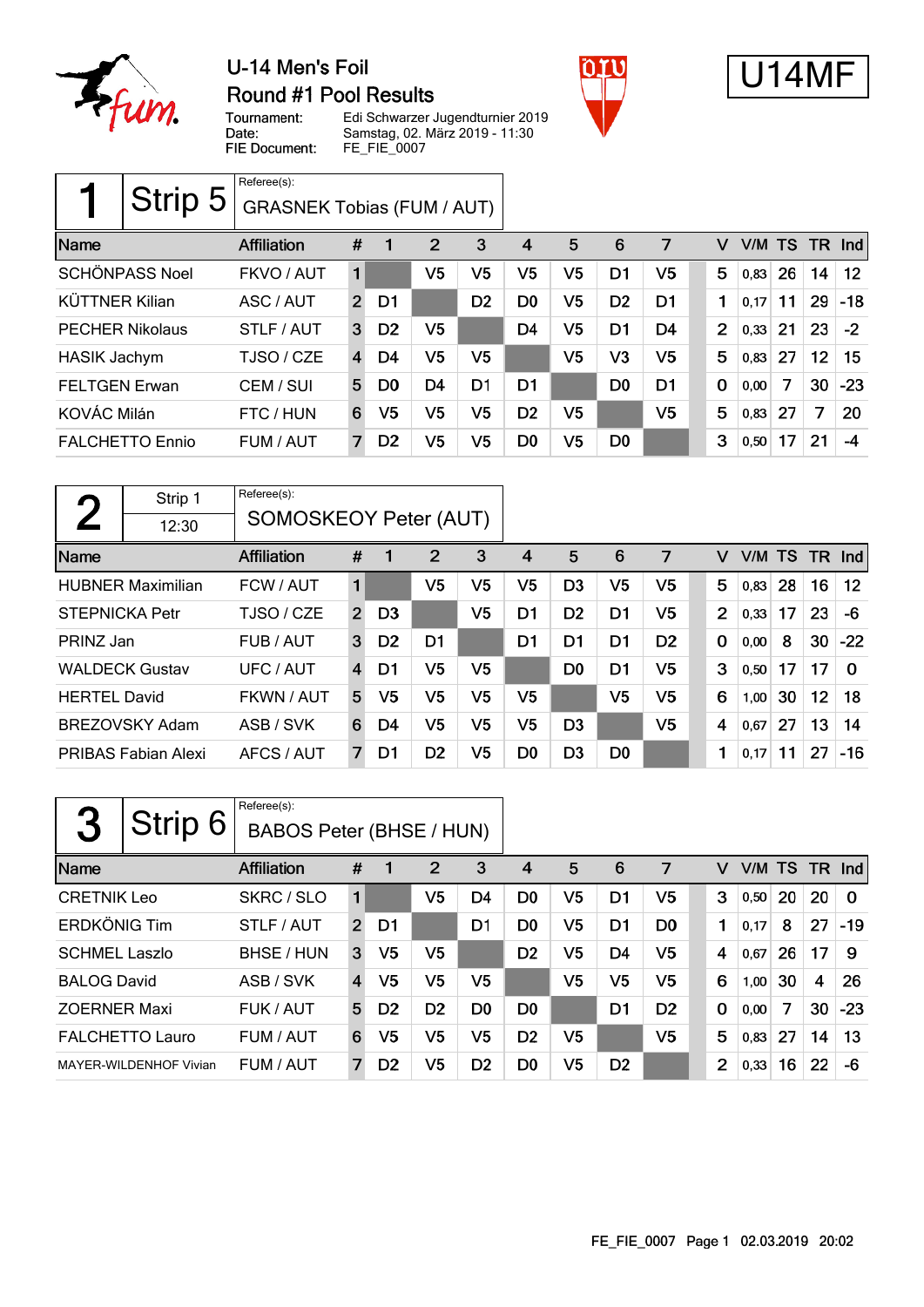# U-14 Men's Foil

## Round #1 Pool Results

Tournament: Edi Schwarzer Jugendturnier 2019
Date: Samstag, 02. März 2019 - 11:30
FIE Document: FE_FIE_0007

U14MF

### 1 — Strip 5

Referee(s): GRASNEK Tobias (FUM / AUT)

| Name | Affiliation | # | 1 | 2 | 3 | 4 | 5 | 6 | 7 | V | V/M | TS | TR | Ind |
|---|---|---|---|---|---|---|---|---|---|---|---|---|---|---|
| SCHÖNPASS Noel | FKVO / AUT | 1 | | V5 | V5 | V5 | V5 | D1 | V5 | 5 | 0,83 | 26 | 14 | 12 |
| KÜTTNER Kilian | ASC / AUT | 2 | D1 | | D2 | D0 | V5 | D2 | D1 | 1 | 0,17 | 11 | 29 | -18 |
| PECHER Nikolaus | STLF / AUT | 3 | D2 | V5 | | D4 | V5 | D1 | D4 | 2 | 0,33 | 21 | 23 | -2 |
| HASIK Jachym | TJSO / CZE | 4 | D4 | V5 | V5 | | V5 | V3 | V5 | 5 | 0,83 | 27 | 12 | 15 |
| FELTGEN Erwan | CEM / SUI | 5 | D0 | D4 | D1 | D1 | | D0 | D1 | 0 | 0,00 | 7 | 30 | -23 |
| KOVÁC Milán | FTC / HUN | 6 | V5 | V5 | V5 | D2 | V5 | | V5 | 5 | 0,83 | 27 | 7 | 20 |
| FALCHETTO Ennio | FUM / AUT | 7 | D2 | V5 | V5 | D0 | V5 | D0 | | 3 | 0,50 | 17 | 21 | -4 |

### 2 — Strip 1 — 12:30

Referee(s): SOMOSKEOY Peter (AUT)

| Name | Affiliation | # | 1 | 2 | 3 | 4 | 5 | 6 | 7 | V | V/M | TS | TR | Ind |
|---|---|---|---|---|---|---|---|---|---|---|---|---|---|---|
| HUBNER Maximilian | FCW / AUT | 1 | | V5 | V5 | V5 | D3 | V5 | V5 | 5 | 0,83 | 28 | 16 | 12 |
| STEPNICKA Petr | TJSO / CZE | 2 | D3 | | V5 | D1 | D2 | D1 | V5 | 2 | 0,33 | 17 | 23 | -6 |
| PRINZ Jan | FUB / AUT | 3 | D2 | D1 | | D1 | D1 | D1 | D2 | 0 | 0,00 | 8 | 30 | -22 |
| WALDECK Gustav | UFC / AUT | 4 | D1 | V5 | V5 | | D0 | D1 | V5 | 3 | 0,50 | 17 | 17 | 0 |
| HERTEL David | FKWN / AUT | 5 | V5 | V5 | V5 | V5 | | V5 | V5 | 6 | 1,00 | 30 | 12 | 18 |
| BREZOVSKY Adam | ASB / SVK | 6 | D4 | V5 | V5 | V5 | D3 | | V5 | 4 | 0,67 | 27 | 13 | 14 |
| PRIBAS Fabian Alexi | AFCS / AUT | 7 | D1 | D2 | V5 | D0 | D3 | D0 | | 1 | 0,17 | 11 | 27 | -16 |

### 3 — Strip 6

Referee(s): BABOS Peter (BHSE / HUN)

| Name | Affiliation | # | 1 | 2 | 3 | 4 | 5 | 6 | 7 | V | V/M | TS | TR | Ind |
|---|---|---|---|---|---|---|---|---|---|---|---|---|---|---|
| CRETNIK Leo | SKRC / SLO | 1 | | V5 | D4 | D0 | V5 | D1 | V5 | 3 | 0,50 | 20 | 20 | 0 |
| ERDKÖNIG Tim | STLF / AUT | 2 | D1 | | D1 | D0 | V5 | D1 | D0 | 1 | 0,17 | 8 | 27 | -19 |
| SCHMEL Laszlo | BHSE / HUN | 3 | V5 | V5 | | D2 | V5 | D4 | V5 | 4 | 0,67 | 26 | 17 | 9 |
| BALOG David | ASB / SVK | 4 | V5 | V5 | V5 | | V5 | V5 | V5 | 6 | 1,00 | 30 | 4 | 26 |
| ZOERNER Maxi | FUK / AUT | 5 | D2 | D2 | D0 | D0 | | D1 | D2 | 0 | 0,00 | 7 | 30 | -23 |
| FALCHETTO Lauro | FUM / AUT | 6 | V5 | V5 | V5 | D2 | V5 | | V5 | 5 | 0,83 | 27 | 14 | 13 |
| MAYER-WILDENHOF Vivian | FUM / AUT | 7 | D2 | V5 | D2 | D0 | V5 | D2 | | 2 | 0,33 | 16 | 22 | -6 |

FE_FIE_0007 Page 1 02.03.2019 20:02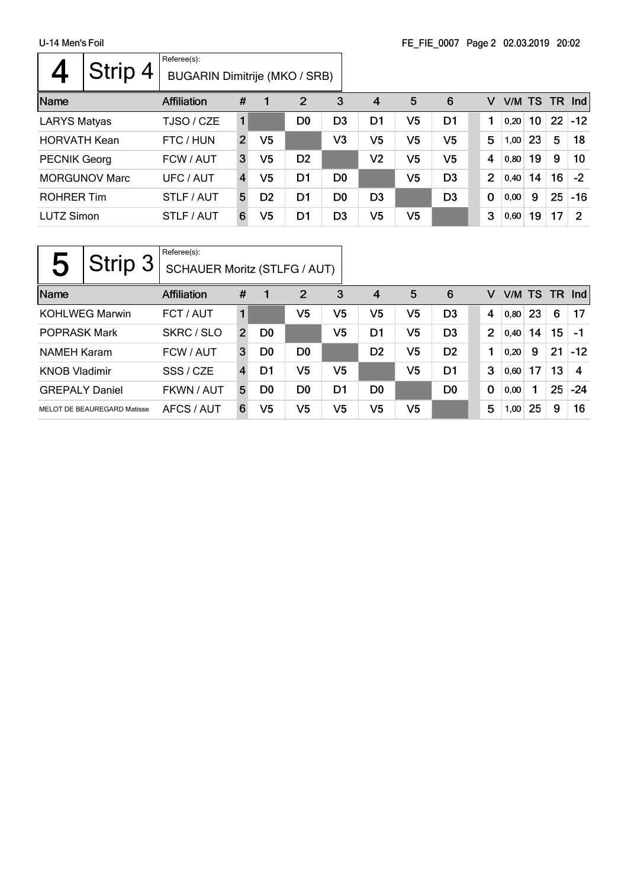U-14 Men's Foil

## 4 Strip 4

Referee(s): BUGARIN Dimitrije (MKO / SRB)

| Name | Affiliation | # | 1 | 2 | 3 | 4 | 5 | 6 | V | V/M | TS | TR | Ind |
|---|---|---|---|---|---|---|---|---|---|---|---|---|---|
| LARYS Matyas | TJSO / CZE | 1 | | D0 | D3 | D1 | V5 | D1 | 1 | 0,20 | 10 | 22 | -12 |
| HORVATH Kean | FTC / HUN | 2 | V5 | | V3 | V5 | V5 | V5 | 5 | 1,00 | 23 | 5 | 18 |
| PECNIK Georg | FCW / AUT | 3 | V5 | D2 | | V2 | V5 | V5 | 4 | 0,80 | 19 | 9 | 10 |
| MORGUNOV Marc | UFC / AUT | 4 | V5 | D1 | D0 | | V5 | D3 | 2 | 0,40 | 14 | 16 | -2 |
| ROHRER Tim | STLF / AUT | 5 | D2 | D1 | D0 | D3 | | D3 | 0 | 0,00 | 9 | 25 | -16 |
| LUTZ Simon | STLF / AUT | 6 | V5 | D1 | D3 | V5 | V5 | | 3 | 0,60 | 19 | 17 | 2 |

## 5 Strip 3

Referee(s): SCHAUER Moritz (STLFG / AUT)

| Name | Affiliation | # | 1 | 2 | 3 | 4 | 5 | 6 | V | V/M | TS | TR | Ind |
|---|---|---|---|---|---|---|---|---|---|---|---|---|---|
| KOHLWEG Marwin | FCT / AUT | 1 | | V5 | V5 | V5 | V5 | D3 | 4 | 0,80 | 23 | 6 | 17 |
| POPRASK Mark | SKRC / SLO | 2 | D0 | | V5 | D1 | V5 | D3 | 2 | 0,40 | 14 | 15 | -1 |
| NAMEH Karam | FCW / AUT | 3 | D0 | D0 | | D2 | V5 | D2 | 1 | 0,20 | 9 | 21 | -12 |
| KNOB Vladimir | SSS / CZE | 4 | D1 | V5 | V5 | | V5 | D1 | 3 | 0,60 | 17 | 13 | 4 |
| GREPALY Daniel | FKWN / AUT | 5 | D0 | D0 | D1 | D0 | | D0 | 0 | 0,00 | 1 | 25 | -24 |
| MELOT DE BEAUREGARD Matisse | AFCS / AUT | 6 | V5 | V5 | V5 | V5 | V5 | | 5 | 1,00 | 25 | 9 | 16 |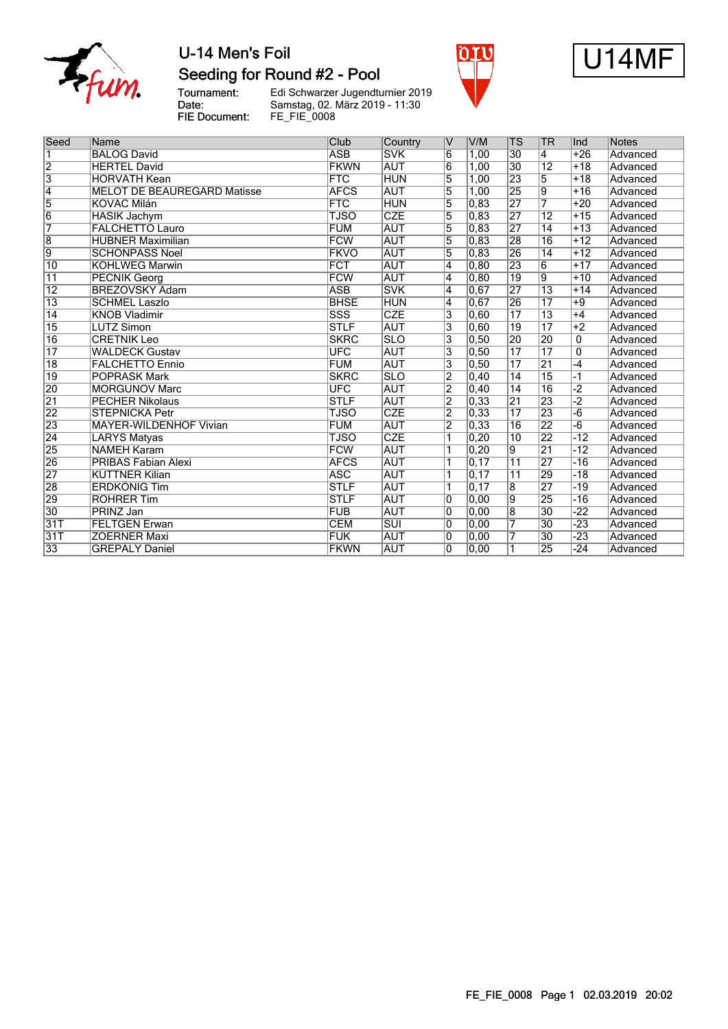# U-14 Men's Foil

## Seeding for Round #2 - Pool

Tournament: Edi Schwarzer Jugendturnier 2019
Date: Samstag, 02. März 2019 - 11:30
FIE Document: FE_FIE_0008

U14MF

| Seed | Name | Club | Country | V | V/M | TS | TR | Ind | Notes |
|---|---|---|---|---|---|---|---|---|---|
| 1 | BALOG David | ASB | SVK | 6 | 1,00 | 30 | 4 | +26 | Advanced |
| 2 | HERTEL David | FKWN | AUT | 6 | 1,00 | 30 | 12 | +18 | Advanced |
| 3 | HORVATH Kean | FTC | HUN | 5 | 1,00 | 23 | 5 | +18 | Advanced |
| 4 | MELOT DE BEAUREGARD Matisse | AFCS | AUT | 5 | 1,00 | 25 | 9 | +16 | Advanced |
| 5 | KOVAC Milán | FTC | HUN | 5 | 0,83 | 27 | 7 | +20 | Advanced |
| 6 | HASIK Jachym | TJSO | CZE | 5 | 0,83 | 27 | 12 | +15 | Advanced |
| 7 | FALCHETTO Lauro | FUM | AUT | 5 | 0,83 | 27 | 14 | +13 | Advanced |
| 8 | HUBNER Maximilian | FCW | AUT | 5 | 0,83 | 28 | 16 | +12 | Advanced |
| 9 | SCHÖNPASS Noel | FKVO | AUT | 5 | 0,83 | 26 | 14 | +12 | Advanced |
| 10 | KOHLWEG Marwin | FCT | AUT | 4 | 0,80 | 23 | 6 | +17 | Advanced |
| 11 | PECNIK Georg | FCW | AUT | 4 | 0,80 | 19 | 9 | +10 | Advanced |
| 12 | BREZOVSKY Adam | ASB | SVK | 4 | 0,67 | 27 | 13 | +14 | Advanced |
| 13 | SCHMEL Laszlo | BHSE | HUN | 4 | 0,67 | 26 | 17 | +9 | Advanced |
| 14 | KNOB Vladimir | SSS | CZE | 3 | 0,60 | 17 | 13 | +4 | Advanced |
| 15 | LUTZ Simon | STLF | AUT | 3 | 0,60 | 19 | 17 | +2 | Advanced |
| 16 | CRETNIK Leo | SKRC | SLO | 3 | 0,50 | 20 | 20 | 0 | Advanced |
| 17 | WALDECK Gustav | UFC | AUT | 3 | 0,50 | 17 | 17 | 0 | Advanced |
| 18 | FALCHETTO Ennio | FUM | AUT | 3 | 0,50 | 17 | 21 | -4 | Advanced |
| 19 | POPRASK Mark | SKRC | SLO | 2 | 0,40 | 14 | 15 | -1 | Advanced |
| 20 | MORGUNOV Marc | UFC | AUT | 2 | 0,40 | 14 | 16 | -2 | Advanced |
| 21 | PECHER Nikolaus | STLF | AUT | 2 | 0,33 | 21 | 23 | -2 | Advanced |
| 22 | STEPNICKA Petr | TJSO | CZE | 2 | 0,33 | 17 | 23 | -6 | Advanced |
| 23 | MAYER-WILDENHOF Vivian | FUM | AUT | 2 | 0,33 | 16 | 22 | -6 | Advanced |
| 24 | LARYS Matyas | TJSO | CZE | 1 | 0,20 | 10 | 22 | -12 | Advanced |
| 25 | NAMEH Karam | FCW | AUT | 1 | 0,20 | 9 | 21 | -12 | Advanced |
| 26 | PRIBAS Fabian Alexi | AFCS | AUT | 1 | 0,17 | 11 | 27 | -16 | Advanced |
| 27 | KÜTTNER Kilian | ASC | AUT | 1 | 0,17 | 11 | 29 | -18 | Advanced |
| 28 | ERDKÖNIG Tim | STLF | AUT | 1 | 0,17 | 8 | 27 | -19 | Advanced |
| 29 | ROHRER Tim | STLF | AUT | 0 | 0,00 | 9 | 25 | -16 | Advanced |
| 30 | PRINZ Jan | FUB | AUT | 0 | 0,00 | 8 | 30 | -22 | Advanced |
| 31T | FELTGEN Erwan | CEM | SUI | 0 | 0,00 | 7 | 30 | -23 | Advanced |
| 31T | ZOERNER Maxi | FUK | AUT | 0 | 0,00 | 7 | 30 | -23 | Advanced |
| 33 | GREPALY Daniel | FKWN | AUT | 0 | 0,00 | 1 | 25 | -24 | Advanced |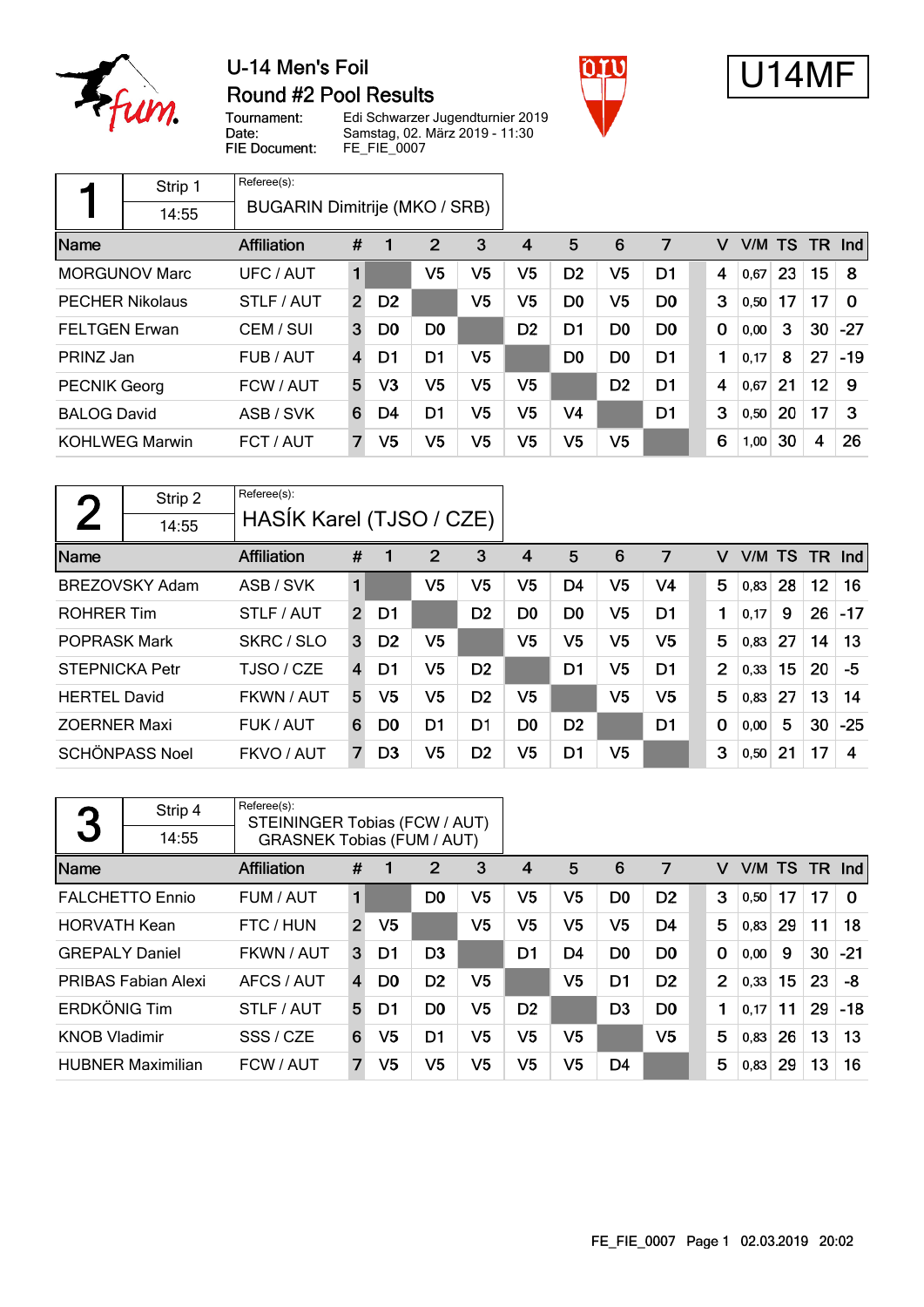# U-14 Men's Foil

## Round #2 Pool Results

Tournament: Edi Schwarzer Jugendturnier 2019
Date: Samstag, 02. März 2019 - 11:30
FIE Document: FE_FIE_0007

**U14MF**

### Pool 1

Strip 1 — 14:55

Referee(s): BUGARIN Dimitrije (MKO / SRB)

| Name | Affiliation | # | 1 | 2 | 3 | 4 | 5 | 6 | 7 | V | V/M | TS | TR | Ind |
|---|---|---|---|---|---|---|---|---|---|---|---|---|---|---|
| MORGUNOV Marc | UFC / AUT | 1 | | V5 | V5 | V5 | D2 | V5 | D1 | 4 | 0,67 | 23 | 15 | 8 |
| PECHER Nikolaus | STLF / AUT | 2 | D2 | | V5 | V5 | D0 | V5 | D0 | 3 | 0,50 | 17 | 17 | 0 |
| FELTGEN Erwan | CEM / SUI | 3 | D0 | D0 | | D2 | D1 | D0 | D0 | 0 | 0,00 | 3 | 30 | -27 |
| PRINZ Jan | FUB / AUT | 4 | D1 | D1 | V5 | | D0 | D0 | D1 | 1 | 0,17 | 8 | 27 | -19 |
| PECNIK Georg | FCW / AUT | 5 | V3 | V5 | V5 | V5 | | D2 | D1 | 4 | 0,67 | 21 | 12 | 9 |
| BALOG David | ASB / SVK | 6 | D4 | D1 | V5 | V5 | V4 | | D1 | 3 | 0,50 | 20 | 17 | 3 |
| KOHLWEG Marwin | FCT / AUT | 7 | V5 | V5 | V5 | V5 | V5 | V5 | | 6 | 1,00 | 30 | 4 | 26 |

### Pool 2

Strip 2 — 14:55

Referee(s): HASÍK Karel (TJSO / CZE)

| Name | Affiliation | # | 1 | 2 | 3 | 4 | 5 | 6 | 7 | V | V/M | TS | TR | Ind |
|---|---|---|---|---|---|---|---|---|---|---|---|---|---|---|
| BREZOVSKY Adam | ASB / SVK | 1 | | V5 | V5 | V5 | D4 | V5 | V4 | 5 | 0,83 | 28 | 12 | 16 |
| ROHRER Tim | STLF / AUT | 2 | D1 | | D2 | D0 | D0 | V5 | D1 | 1 | 0,17 | 9 | 26 | -17 |
| POPRASK Mark | SKRC / SLO | 3 | D2 | V5 | | V5 | V5 | V5 | V5 | 5 | 0,83 | 27 | 14 | 13 |
| STEPNICKA Petr | TJSO / CZE | 4 | D1 | V5 | D2 | | D1 | V5 | D1 | 2 | 0,33 | 15 | 20 | -5 |
| HERTEL David | FKWN / AUT | 5 | V5 | V5 | D2 | V5 | | V5 | V5 | 5 | 0,83 | 27 | 13 | 14 |
| ZOERNER Maxi | FUK / AUT | 6 | D0 | D1 | D1 | D0 | D2 | | D1 | 0 | 0,00 | 5 | 30 | -25 |
| SCHÖNPASS Noel | FKVO / AUT | 7 | D3 | V5 | D2 | V5 | D1 | V5 | | 3 | 0,50 | 21 | 17 | 4 |

### Pool 3

Strip 4 — 14:55

Referee(s): STEININGER Tobias (FCW / AUT), GRASNEK Tobias (FUM / AUT)

| Name | Affiliation | # | 1 | 2 | 3 | 4 | 5 | 6 | 7 | V | V/M | TS | TR | Ind |
|---|---|---|---|---|---|---|---|---|---|---|---|---|---|---|
| FALCHETTO Ennio | FUM / AUT | 1 | | D0 | V5 | V5 | V5 | D0 | D2 | 3 | 0,50 | 17 | 17 | 0 |
| HORVATH Kean | FTC / HUN | 2 | V5 | | V5 | V5 | V5 | V5 | D4 | 5 | 0,83 | 29 | 11 | 18 |
| GREPALY Daniel | FKWN / AUT | 3 | D1 | D3 | | D1 | D4 | D0 | D0 | 0 | 0,00 | 9 | 30 | -21 |
| PRIBAS Fabian Alexi | AFCS / AUT | 4 | D0 | D2 | V5 | | V5 | D1 | D2 | 2 | 0,33 | 15 | 23 | -8 |
| ERDKÖNIG Tim | STLF / AUT | 5 | D1 | D0 | V5 | D2 | | D3 | D0 | 1 | 0,17 | 11 | 29 | -18 |
| KNOB Vladimir | SSS / CZE | 6 | V5 | D1 | V5 | V5 | V5 | | V5 | 5 | 0,83 | 26 | 13 | 13 |
| HUBNER Maximilian | FCW / AUT | 7 | V5 | V5 | V5 | V5 | V5 | D4 | | 5 | 0,83 | 29 | 13 | 16 |

FE_FIE_0007 Page 1 02.03.2019 20:02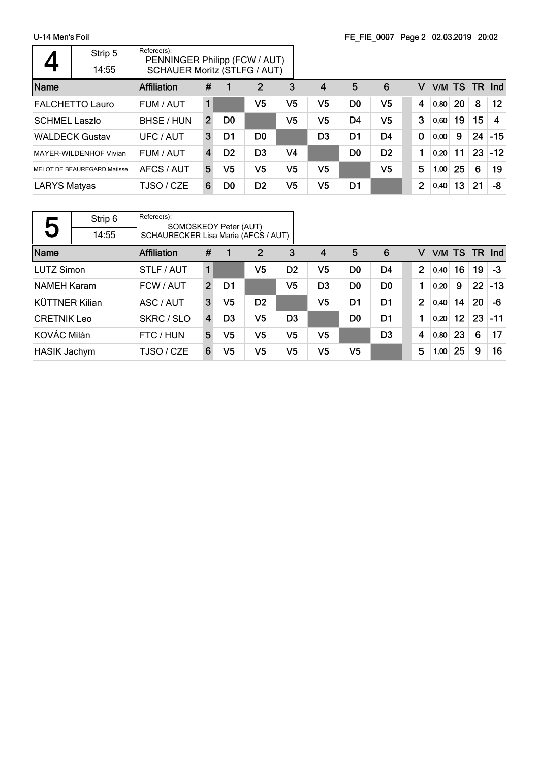U-14 Men's Foil

FE_FIE_0007 Page 2 02.03.2019 20:02

## 4

| Strip 5 | Referee(s): |
| --- | --- |
| 14:55 | PENNINGER Philipp (FCW / AUT)<br>SCHAUER Moritz (STLFG / AUT) |

| Name | Affiliation | # | 1 | 2 | 3 | 4 | 5 | 6 | V | V/M | TS | TR | Ind |
| --- | --- | --- | --- | --- | --- | --- | --- | --- | --- | --- | --- | --- | --- |
| FALCHETTO Lauro | FUM / AUT | 1 | | V5 | V5 | V5 | D0 | V5 | 4 | 0,80 | 20 | 8 | 12 |
| SCHMEL Laszlo | BHSE / HUN | 2 | D0 | | V5 | V5 | D4 | V5 | 3 | 0,60 | 19 | 15 | 4 |
| WALDECK Gustav | UFC / AUT | 3 | D1 | D0 | | D3 | D1 | D4 | 0 | 0,00 | 9 | 24 | -15 |
| MAYER-WILDENHOF Vivian | FUM / AUT | 4 | D2 | D3 | V4 | | D0 | D2 | 1 | 0,20 | 11 | 23 | -12 |
| MELOT DE BEAUREGARD Matisse | AFCS / AUT | 5 | V5 | V5 | V5 | V5 | | V5 | 5 | 1,00 | 25 | 6 | 19 |
| LARYS Matyas | TJSO / CZE | 6 | D0 | D2 | V5 | V5 | D1 | | 2 | 0,40 | 13 | 21 | -8 |

## 5

| Strip 6 | Referee(s): |
| --- | --- |
| 14:55 | SOMOSKEOY Peter (AUT)<br>SCHAURECKER Lisa Maria (AFCS / AUT) |

| Name | Affiliation | # | 1 | 2 | 3 | 4 | 5 | 6 | V | V/M | TS | TR | Ind |
| --- | --- | --- | --- | --- | --- | --- | --- | --- | --- | --- | --- | --- | --- |
| LUTZ Simon | STLF / AUT | 1 | | V5 | D2 | V5 | D0 | D4 | 2 | 0,40 | 16 | 19 | -3 |
| NAMEH Karam | FCW / AUT | 2 | D1 | | V5 | D3 | D0 | D0 | 1 | 0,20 | 9 | 22 | -13 |
| KÜTTNER Kilian | ASC / AUT | 3 | V5 | D2 | | V5 | D1 | D1 | 2 | 0,40 | 14 | 20 | -6 |
| CRETNIK Leo | SKRC / SLO | 4 | D3 | V5 | D3 | | D0 | D1 | 1 | 0,20 | 12 | 23 | -11 |
| KOVÁC Milán | FTC / HUN | 5 | V5 | V5 | V5 | V5 | | D3 | 4 | 0,80 | 23 | 6 | 17 |
| HASIK Jachym | TJSO / CZE | 6 | V5 | V5 | V5 | V5 | V5 | | 5 | 1,00 | 25 | 9 | 16 |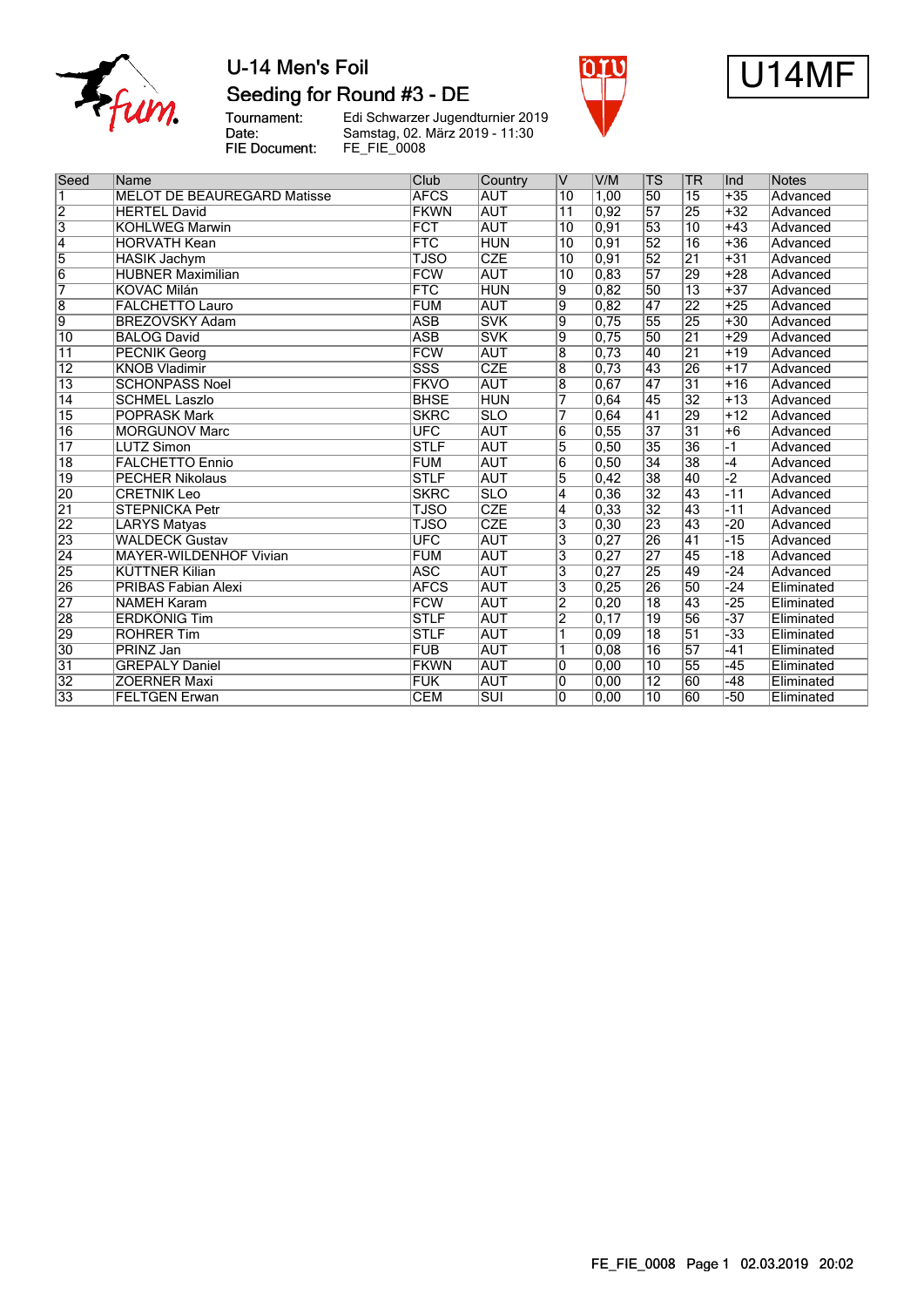# U-14 Men's Foil

## Seeding for Round #3 - DE

Tournament: Edi Schwarzer Jugendturnier 2019
Date: Samstag, 02. März 2019 - 11:30
FIE Document: FE_FIE_0008

U14MF

| Seed | Name | Club | Country | V | V/M | TS | TR | Ind | Notes |
|---|---|---|---|---|---|---|---|---|---|
| 1 | MELOT DE BEAUREGARD Matisse | AFCS | AUT | 10 | 1,00 | 50 | 15 | +35 | Advanced |
| 2 | HERTEL David | FKWN | AUT | 11 | 0,92 | 57 | 25 | +32 | Advanced |
| 3 | KOHLWEG Marwin | FCT | AUT | 10 | 0,91 | 53 | 10 | +43 | Advanced |
| 4 | HORVATH Kean | FTC | HUN | 10 | 0,91 | 52 | 16 | +36 | Advanced |
| 5 | HASIK Jachym | TJSO | CZE | 10 | 0,91 | 52 | 21 | +31 | Advanced |
| 6 | HUBNER Maximilian | FCW | AUT | 10 | 0,83 | 57 | 29 | +28 | Advanced |
| 7 | KOVAC Milán | FTC | HUN | 9 | 0,82 | 50 | 13 | +37 | Advanced |
| 8 | FALCHETTO Lauro | FUM | AUT | 9 | 0,82 | 47 | 22 | +25 | Advanced |
| 9 | BREZOVSKY Adam | ASB | SVK | 9 | 0,75 | 55 | 25 | +30 | Advanced |
| 10 | BALOG David | ASB | SVK | 9 | 0,75 | 50 | 21 | +29 | Advanced |
| 11 | PECNIK Georg | FCW | AUT | 8 | 0,73 | 40 | 21 | +19 | Advanced |
| 12 | KNOB Vladimir | SSS | CZE | 8 | 0,73 | 43 | 26 | +17 | Advanced |
| 13 | SCHONPASS Noel | FKVO | AUT | 8 | 0,67 | 47 | 31 | +16 | Advanced |
| 14 | SCHMEL Laszlo | BHSE | HUN | 7 | 0,64 | 45 | 32 | +13 | Advanced |
| 15 | POPRASK Mark | SKRC | SLO | 7 | 0,64 | 41 | 29 | +12 | Advanced |
| 16 | MORGUNOV Marc | UFC | AUT | 6 | 0,55 | 37 | 31 | +6 | Advanced |
| 17 | LUTZ Simon | STLF | AUT | 5 | 0,50 | 35 | 36 | -1 | Advanced |
| 18 | FALCHETTO Ennio | FUM | AUT | 6 | 0,50 | 34 | 38 | -4 | Advanced |
| 19 | PECHER Nikolaus | STLF | AUT | 5 | 0,42 | 38 | 40 | -2 | Advanced |
| 20 | CRETNIK Leo | SKRC | SLO | 4 | 0,36 | 32 | 43 | -11 | Advanced |
| 21 | STEPNICKA Petr | TJSO | CZE | 4 | 0,33 | 32 | 43 | -11 | Advanced |
| 22 | LARYS Matyas | TJSO | CZE | 3 | 0,30 | 23 | 43 | -20 | Advanced |
| 23 | WALDECK Gustav | UFC | AUT | 3 | 0,27 | 26 | 41 | -15 | Advanced |
| 24 | MAYER-WILDENHOF Vivian | FUM | AUT | 3 | 0,27 | 27 | 45 | -18 | Advanced |
| 25 | KÜTTNER Kilian | ASC | AUT | 3 | 0,27 | 25 | 49 | -24 | Advanced |
| 26 | PRIBAS Fabian Alexi | AFCS | AUT | 3 | 0,25 | 26 | 50 | -24 | Eliminated |
| 27 | NAMEH Karam | FCW | AUT | 2 | 0,20 | 18 | 43 | -25 | Eliminated |
| 28 | ERDKÖNIG Tim | STLF | AUT | 2 | 0,17 | 19 | 56 | -37 | Eliminated |
| 29 | ROHRER Tim | STLF | AUT | 1 | 0,09 | 18 | 51 | -33 | Eliminated |
| 30 | PRINZ Jan | FUB | AUT | 1 | 0,08 | 16 | 57 | -41 | Eliminated |
| 31 | GREPALY Daniel | FKWN | AUT | 0 | 0,00 | 10 | 55 | -45 | Eliminated |
| 32 | ZOERNER Maxi | FUK | AUT | 0 | 0,00 | 12 | 60 | -48 | Eliminated |
| 33 | FELTGEN Erwan | CEM | SUI | 0 | 0,00 | 10 | 60 | -50 | Eliminated |

FE_FIE_0008 Page 1 02.03.2019 20:02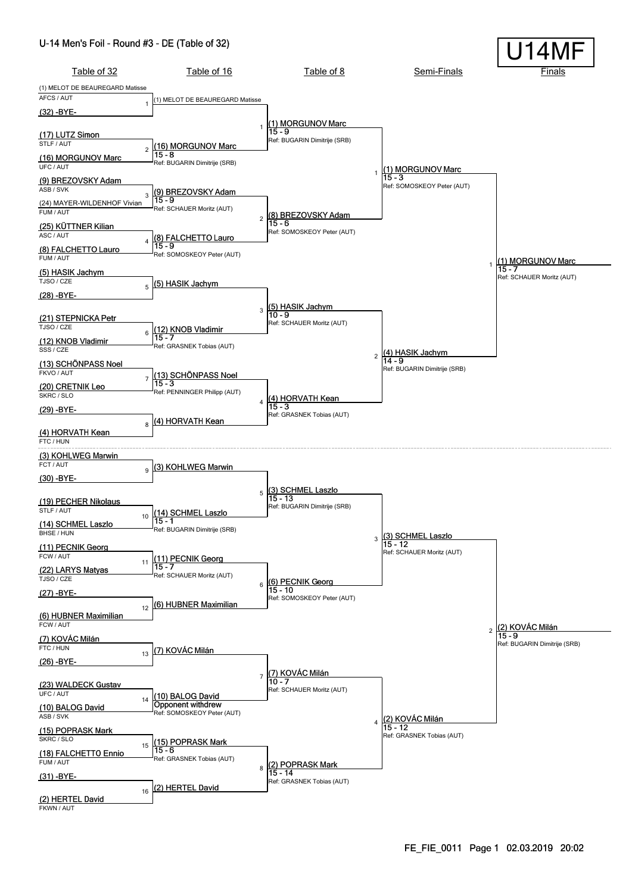# U-14 Men's Foil - Round #3 - DE (Table of 32)

**U14MF**

## Table of 32

| Bout | Fencer A | Fencer B |
|---|---|---|
| 1 | (1) MELOT DE BEAUREGARD Matisse (AFCS / AUT) | (32) -BYE- |
| 2 | (17) LUTZ Simon (STLF / AUT) | (16) MORGUNOV Marc (UFC / AUT) |
| 3 | (9) BREZOVSKY Adam (ASB / SVK) | (24) MAYER-WILDENHOF Vivian (FUM / AUT) |
| 4 | (25) KÜTTNER Kilian (ASC / AUT) | (8) FALCHETTO Lauro (FUM / AUT) |
| 5 | (5) HASIK Jachym (TJSO / CZE) | (28) -BYE- |
| 6 | (21) STEPNICKA Petr (TJSO / CZE) | (12) KNOB Vladimir (SSS / CZE) |
| 7 | (13) SCHÖNPASS Noel (FKVO / AUT) | (20) CRETNIK Leo (SKRC / SLO) |
| 8 | (29) -BYE- | (4) HORVATH Kean (FTC / HUN) |
| 9 | (3) KOHLWEG Marwin (FCT / AUT) | (30) -BYE- |
| 10 | (19) PECHER Nikolaus (STLF / AUT) | (14) SCHMEL Laszlo (BHSE / HUN) |
| 11 | (11) PECNIK Georg (FCW / AUT) | (22) LARYS Matyas (TJSO / CZE) |
| 12 | (27) -BYE- | (6) HUBNER Maximilian (FCW / AUT) |
| 13 | (7) KOVÁC Milán (FTC / HUN) | (26) -BYE- |
| 14 | (23) WALDECK Gustav (UFC / AUT) | (10) BALOG David (ASB / SVK) |
| 15 | (15) POPRASK Mark (SKRC / SLO) | (18) FALCHETTO Ennio (FUM / AUT) |
| 16 | (31) -BYE- | (2) HERTEL David (FKWN / AUT) |

## Table of 16

| Bout | Winner | Score | Referee |
|---|---|---|---|
| 1 | (1) MELOT DE BEAUREGARD Matisse | | |
| 2 | (16) MORGUNOV Marc | 15 - 8 | BUGARIN Dimitrije (SRB) |
| 3 | (9) BREZOVSKY Adam | 15 - 9 | SCHAUER Moritz (AUT) |
| 4 | (8) FALCHETTO Lauro | 15 - 9 | SOMOSKEOY Peter (AUT) |
| 5 | (5) HASIK Jachym | | |
| 6 | (12) KNOB Vladimir | 15 - 7 | GRASNEK Tobias (AUT) |
| 7 | (13) SCHÖNPASS Noel | 15 - 3 | PENNINGER Philipp (AUT) |
| 8 | (4) HORVATH Kean | | |
| 9 | (3) KOHLWEG Marwin | | |
| 10 | (14) SCHMEL Laszlo | 15 - 1 | BUGARIN Dimitrije (SRB) |
| 11 | (11) PECNIK Georg | 15 - 7 | SCHAUER Moritz (AUT) |
| 12 | (6) HUBNER Maximilian | | |
| 13 | (7) KOVÁC Milán | | |
| 14 | (10) BALOG David | Opponent withdrew | SOMOSKEOY Peter (AUT) |
| 15 | (15) POPRASK Mark | 15 - 6 | GRASNEK Tobias (AUT) |
| 16 | (2) HERTEL David | | |

## Table of 8

| Bout | Winner | Score | Referee |
|---|---|---|---|
| 1 | (1) MORGUNOV Marc | 15 - 9 | BUGARIN Dimitrije (SRB) |
| 2 | (8) BREZOVSKY Adam | 15 - 6 | SOMOSKEOY Peter (AUT) |
| 3 | (5) HASIK Jachym | 10 - 9 | SCHAUER Moritz (AUT) |
| 4 | (4) HORVATH Kean | 15 - 3 | GRASNEK Tobias (AUT) |
| 5 | (3) SCHMEL Laszlo | 15 - 13 | BUGARIN Dimitrije (SRB) |
| 6 | (6) PECNIK Georg | 15 - 10 | SOMOSKEOY Peter (AUT) |
| 7 | (7) KOVÁC Milán | 10 - 7 | SCHAUER Moritz (AUT) |
| 8 | (2) POPRASK Mark | 15 - 14 | GRASNEK Tobias (AUT) |

## Semi-Finals

| Bout | Winner | Score | Referee |
|---|---|---|---|
| 1 | (1) MORGUNOV Marc | 15 - 3 | SOMOSKEOY Peter (AUT) |
| 2 | (4) HASIK Jachym | 14 - 9 | BUGARIN Dimitrije (SRB) |
| 3 | (3) SCHMEL Laszlo | 15 - 12 | SCHAUER Moritz (AUT) |
| 4 | (2) KOVÁC Milán | 15 - 12 | GRASNEK Tobias (AUT) |

## Finals

| Bout | Winner | Score | Referee |
|---|---|---|---|
| 1 | (1) MORGUNOV Marc | 15 - 7 | SCHAUER Moritz (AUT) |
| 2 | (2) KOVÁC Milán | 15 - 9 | BUGARIN Dimitrije (SRB) |

FE_FIE_0011 Page 1 02.03.2019 20:02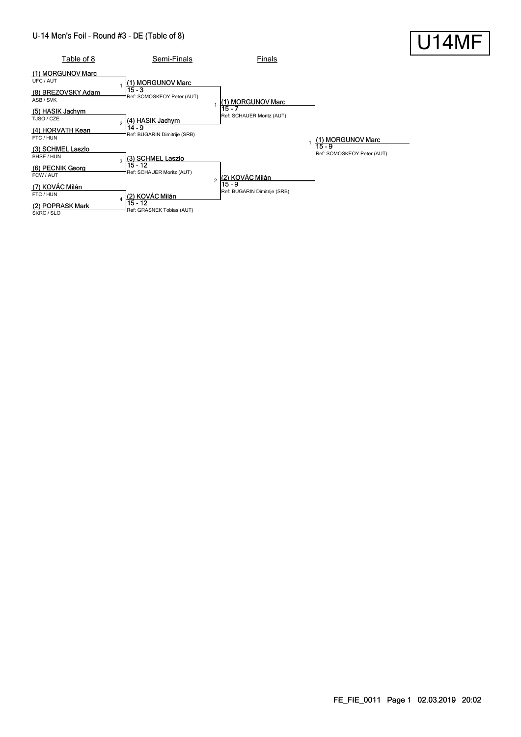# U-14 Men's Foil - Round #3 - DE (Table of 8)

U14MF

| Table of 8 | Semi-Finals | Finals | |
|---|---|---|---|
| (1) MORGUNOV Marc<br>UFC / AUT | | | |
| | 1 (1) MORGUNOV Marc<br>15 - 3<br>Ref: SOMOSKEOY Peter (AUT) | | |
| (8) BREZOVSKY Adam<br>ASB / SVK | | | |
| | | 1 (1) MORGUNOV Marc<br>15 - 7<br>Ref: SCHAUER Moritz (AUT) | |
| (5) HASIK Jachym<br>TJSO / CZE | | | |
| | 2 (4) HASIK Jachym<br>14 - 9<br>Ref: BUGARIN Dimitrije (SRB) | | |
| (4) HORVATH Kean<br>FTC / HUN | | | |
| | | | 1 (1) MORGUNOV Marc<br>15 - 9<br>Ref: SOMOSKEOY Peter (AUT) |
| (3) SCHMEL Laszlo<br>BHSE / HUN | | | |
| | 3 (3) SCHMEL Laszlo<br>15 - 12<br>Ref: SCHAUER Moritz (AUT) | | |
| (6) PECNIK Georg<br>FCW / AUT | | | |
| | | 2 (2) KOVÁC Milán<br>15 - 9<br>Ref: BUGARIN Dimitrije (SRB) | |
| (7) KOVÁC Milán<br>FTC / HUN | | | |
| | 4 (2) KOVÁC Milán<br>15 - 12<br>Ref: GRASNEK Tobias (AUT) | | |
| (2) POPRASK Mark<br>SKRC / SLO | | | |

FE_FIE_0011 Page 1 02.03.2019 20:02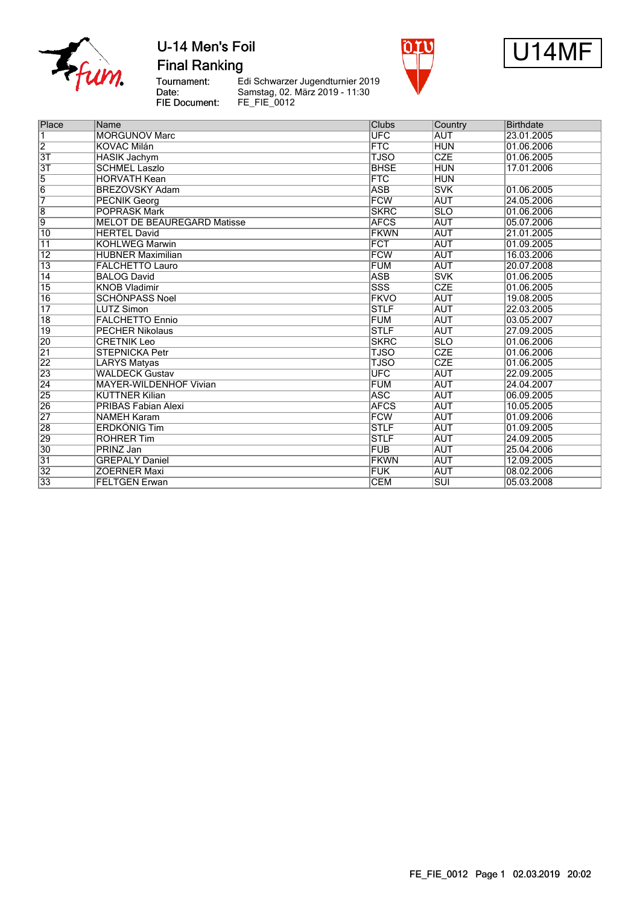# U-14 Men's Foil

## Final Ranking

Tournament: Edi Schwarzer Jugendturnier 2019
Date: Samstag, 02. März 2019 - 11:30
FIE Document: FE_FIE_0012

U14MF

| Place | Name | Clubs | Country | Birthdate |
|---|---|---|---|---|
| 1 | MORGUNOV Marc | UFC | AUT | 23.01.2005 |
| 2 | KOVAC Milán | FTC | HUN | 01.06.2006 |
| 3T | HASIK Jachym | TJSO | CZE | 01.06.2005 |
| 3T | SCHMEL Laszlo | BHSE | HUN | 17.01.2006 |
| 5 | HORVATH Kean | FTC | HUN | |
| 6 | BREZOVSKY Adam | ASB | SVK | 01.06.2005 |
| 7 | PECNIK Georg | FCW | AUT | 24.05.2006 |
| 8 | POPRASK Mark | SKRC | SLO | 01.06.2006 |
| 9 | MELOT DE BEAUREGARD Matisse | AFCS | AUT | 05.07.2006 |
| 10 | HERTEL David | FKWN | AUT | 21.01.2005 |
| 11 | KOHLWEG Marwin | FCT | AUT | 01.09.2005 |
| 12 | HUBNER Maximilian | FCW | AUT | 16.03.2006 |
| 13 | FALCHETTO Lauro | FUM | AUT | 20.07.2008 |
| 14 | BALOG David | ASB | SVK | 01.06.2005 |
| 15 | KNOB Vladimir | SSS | CZE | 01.06.2005 |
| 16 | SCHÖNPASS Noel | FKVO | AUT | 19.08.2005 |
| 17 | LUTZ Simon | STLF | AUT | 22.03.2005 |
| 18 | FALCHETTO Ennio | FUM | AUT | 03.05.2007 |
| 19 | PECHER Nikolaus | STLF | AUT | 27.09.2005 |
| 20 | CRETNIK Leo | SKRC | SLO | 01.06.2006 |
| 21 | STEPNICKA Petr | TJSO | CZE | 01.06.2006 |
| 22 | LARYS Matyas | TJSO | CZE | 01.06.2005 |
| 23 | WALDECK Gustav | UFC | AUT | 22.09.2005 |
| 24 | MAYER-WILDENHOF Vivian | FUM | AUT | 24.04.2007 |
| 25 | KÜTTNER Kilian | ASC | AUT | 06.09.2005 |
| 26 | PRIBAS Fabian Alexi | AFCS | AUT | 10.05.2005 |
| 27 | NAMEH Karam | FCW | AUT | 01.09.2006 |
| 28 | ERDKÖNIG Tim | STLF | AUT | 01.09.2005 |
| 29 | ROHRER Tim | STLF | AUT | 24.09.2005 |
| 30 | PRINZ Jan | FUB | AUT | 25.04.2006 |
| 31 | GREPALY Daniel | FKWN | AUT | 12.09.2005 |
| 32 | ZOERNER Maxi | FUK | AUT | 08.02.2006 |
| 33 | FELTGEN Erwan | CEM | SUI | 05.03.2008 |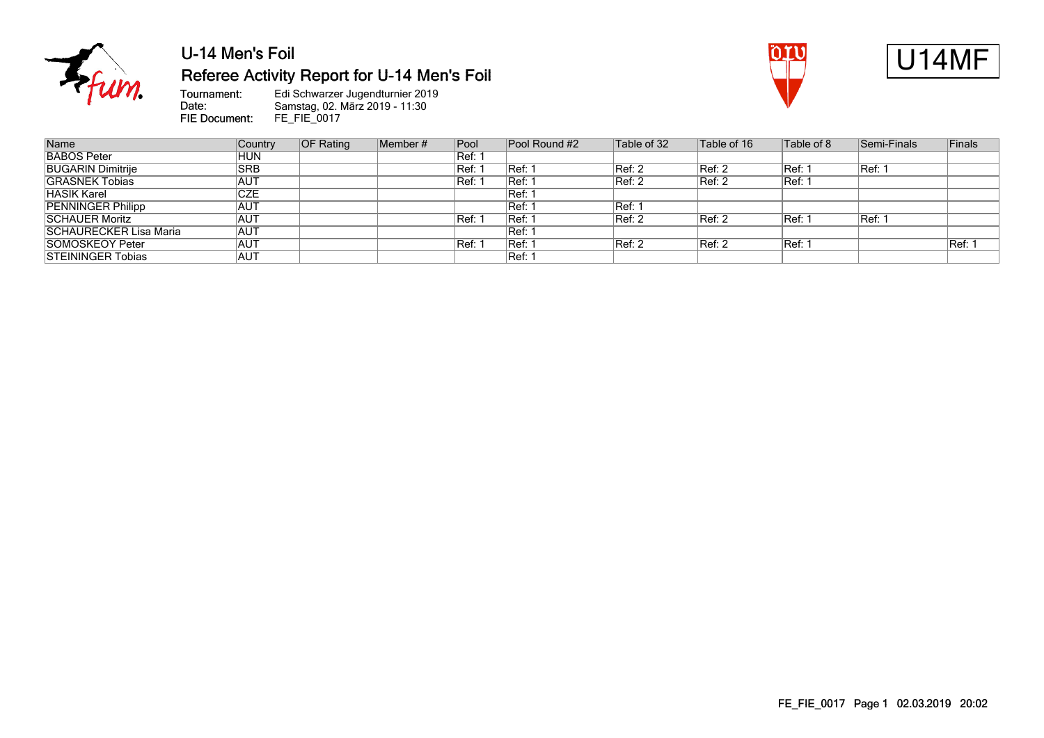# U-14 Men's Foil

## Referee Activity Report for U-14 Men's Foil

**Tournament:** Edi Schwarzer Jugendturnier 2019
**Date:** Samstag, 02. März 2019 - 11:30
**FIE Document:** FE_FIE_0017

U14MF

| Name | Country | OF Rating | Member # | Pool | Pool Round #2 | Table of 32 | Table of 16 | Table of 8 | Semi-Finals | Finals |
|---|---|---|---|---|---|---|---|---|---|---|
| BABOS Peter | HUN | | | Ref: 1 | | | | | | |
| BUGARIN Dimitrije | SRB | | | Ref: 1 | Ref: 1 | Ref: 2 | Ref: 2 | Ref: 1 | Ref: 1 | |
| GRASNEK Tobias | AUT | | | Ref: 1 | Ref: 1 | Ref: 2 | Ref: 2 | Ref: 1 | | |
| HASIK Karel | CZE | | | | Ref: 1 | | | | | |
| PENNINGER Philipp | AUT | | | | Ref: 1 | Ref: 1 | | | | |
| SCHAUER Moritz | AUT | | | Ref: 1 | Ref: 1 | Ref: 2 | Ref: 2 | Ref: 1 | Ref: 1 | |
| SCHAURECKER Lisa Maria | AUT | | | | Ref: 1 | | | | | |
| SOMOSKEOY Peter | AUT | | | Ref: 1 | Ref: 1 | Ref: 2 | Ref: 2 | Ref: 1 | | Ref: 1 |
| STEININGER Tobias | AUT | | | | Ref: 1 | | | | | |